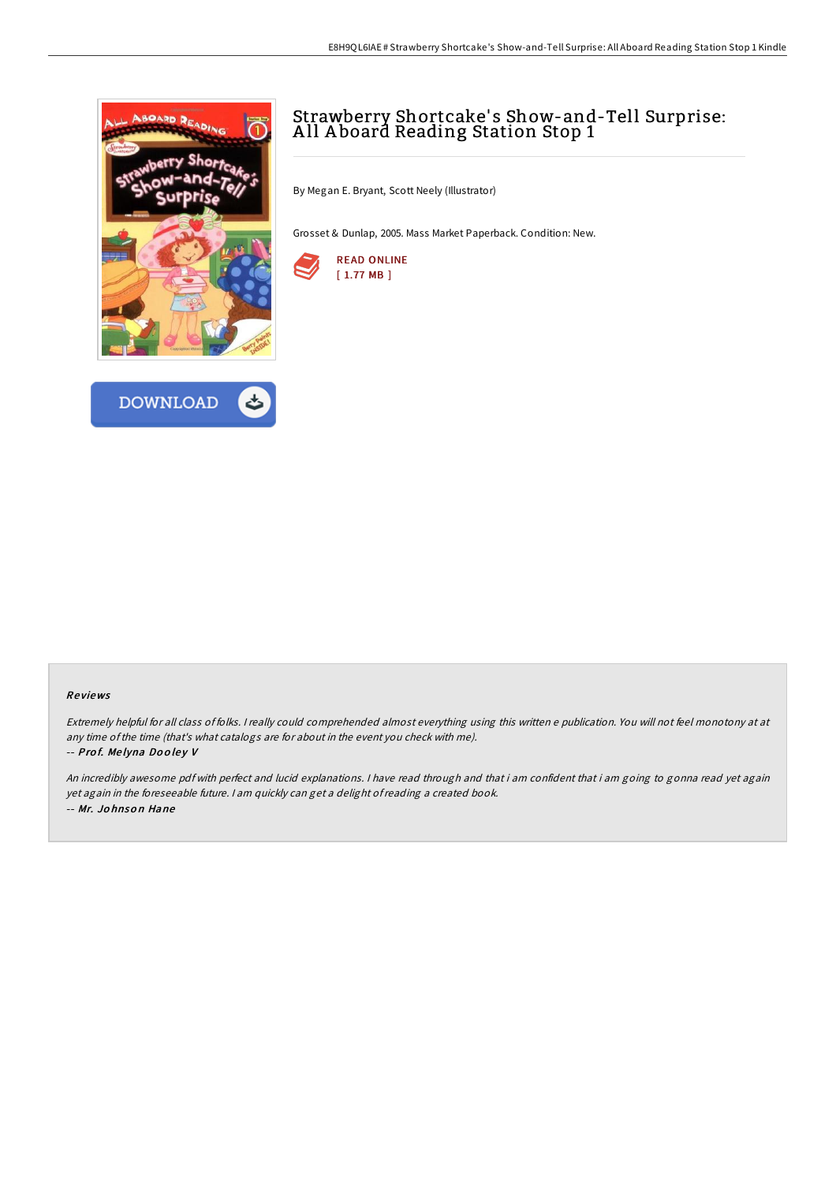# Strawberry Shortcake's Show-and-Tell Surprise: All Aboard Reading Station Stop 1

By Megan E. Bryant, Scott Neely (Illustrator)

Grosset & Dunlap, 2005. Mass Market Paperback. Condition: New.

READ ONLINE
[ 1.77 MB ]

DOWNLOAD

### Reviews

*Extremely helpful for all class of folks. I really could comprehended almost everything using this written e publication. You will not feel monotony at at any time of the time (that's what catalogs are for about in the event you check with me).*

-- ***Prof. Melyna Dooley V***

*An incredibly awesome pdf with perfect and lucid explanations. I have read through and that i am confident that i am going to gonna read yet again yet again in the foreseeable future. I am quickly can get a delight of reading a created book.*

-- ***Mr. Johnson Hane***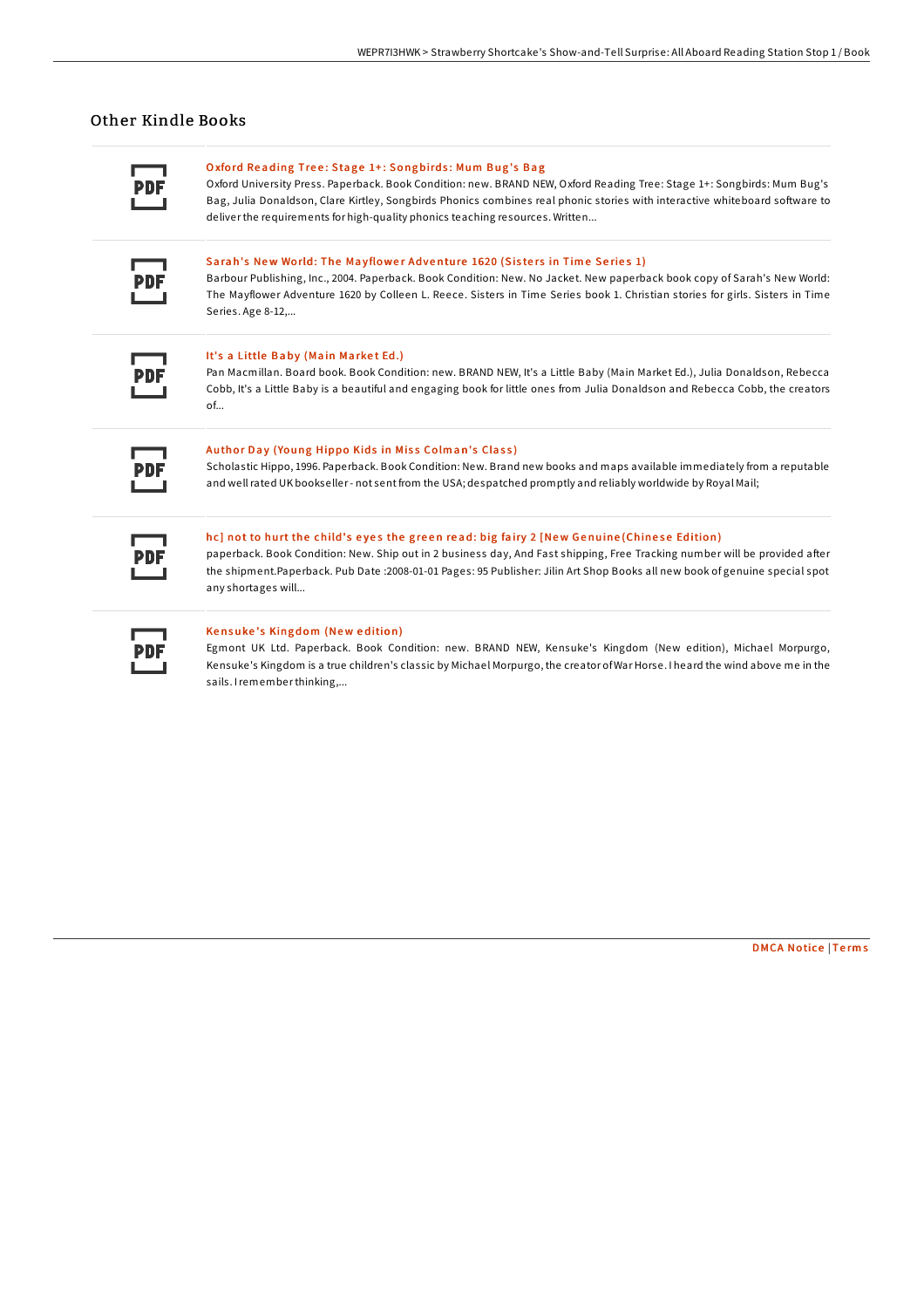## Other Kindle Books

### Oxford Reading Tree: Stage 1+: Songbirds: Mum Bug's Bag

Oxford University Press. Paperback. Book Condition: new. BRAND NEW, Oxford Reading Tree: Stage 1+: Songbirds: Mum Bug's Bag, Julia Donaldson, Clare Kirtley, Songbirds Phonics combines real phonic stories with interactive whiteboard software to deliver the requirements for high-quality phonics teaching resources. Written...

### Sarah's New World: The Mayflower Adventure 1620 (Sisters in Time Series 1)

Barbour Publishing, Inc., 2004. Paperback. Book Condition: New. No Jacket. New paperback book copy of Sarah's New World: The Mayflower Adventure 1620 by Colleen L. Reece. Sisters in Time Series book 1. Christian stories for girls. Sisters in Time Series. Age 8-12,...

### It's a Little Baby (Main Market Ed.)

Pan Macmillan. Board book. Book Condition: new. BRAND NEW, It's a Little Baby (Main Market Ed.), Julia Donaldson, Rebecca Cobb, It's a Little Baby is a beautiful and engaging book for little ones from Julia Donaldson and Rebecca Cobb, the creators of...

### Author Day (Young Hippo Kids in Miss Colman's Class)

Scholastic Hippo, 1996. Paperback. Book Condition: New. Brand new books and maps available immediately from a reputable and well rated UK bookseller - not sent from the USA; despatched promptly and reliably worldwide by Royal Mail;

### hc] not to hurt the child's eyes the green read: big fairy 2 [New Genuine(Chinese Edition)

paperback. Book Condition: New. Ship out in 2 business day, And Fast shipping, Free Tracking number will be provided after the shipment.Paperback. Pub Date :2008-01-01 Pages: 95 Publisher: Jilin Art Shop Books all new book of genuine special spot any shortages will...

### Kensuke's Kingdom (New edition)

Egmont UK Ltd. Paperback. Book Condition: new. BRAND NEW, Kensuke's Kingdom (New edition), Michael Morpurgo, Kensuke's Kingdom is a true children's classic by Michael Morpurgo, the creator of War Horse. I heard the wind above me in the sails. I remember thinking,...

DMCA Notice | Terms